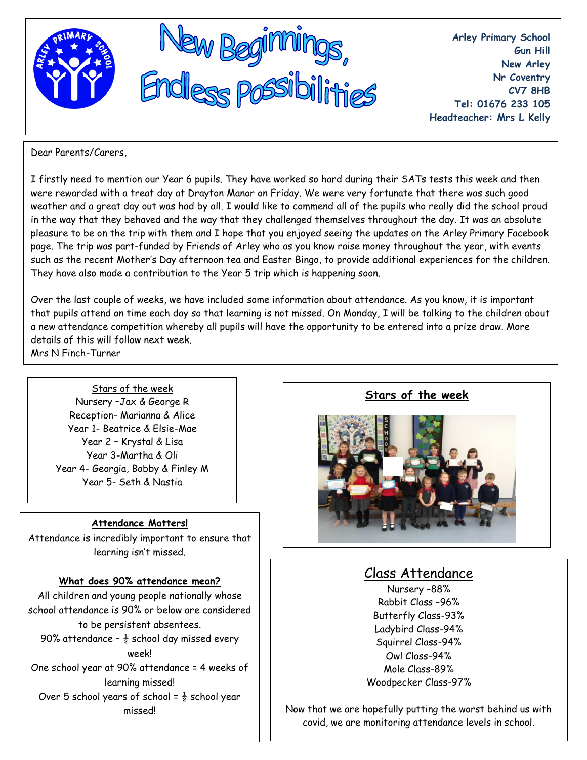# New Beginnings, Endless Possibilities

**Arley Primary School**
**Gun Hill**
**New Arley**
**Nr Coventry**
**CV7 8HB**
**Tel: 01676 233 105**
**Headteacher: Mrs L Kelly**

Dear Parents/Carers,

I firstly need to mention our Year 6 pupils. They have worked so hard during their SATs tests this week and then were rewarded with a treat day at Drayton Manor on Friday. We were very fortunate that there was such good weather and a great day out was had by all. I would like to commend all of the pupils who really did the school proud in the way that they behaved and the way that they challenged themselves throughout the day. It was an absolute pleasure to be on the trip with them and I hope that you enjoyed seeing the updates on the Arley Primary Facebook page. The trip was part-funded by Friends of Arley who as you know raise money throughout the year, with events such as the recent Mother's Day afternoon tea and Easter Bingo, to provide additional experiences for the children. They have also made a contribution to the Year 5 trip which is happening soon.

Over the last couple of weeks, we have included some information about attendance. As you know, it is important that pupils attend on time each day so that learning is not missed. On Monday, I will be talking to the children about a new attendance competition whereby all pupils will have the opportunity to be entered into a prize draw. More details of this will follow next week.

Mrs N Finch-Turner

## Stars of the week

Nursery –Jax & George R
Reception- Marianna & Alice
Year 1- Beatrice & Elsie-Mae
Year 2 – Krystal & Lisa
Year 3-Martha & Oli
Year 4- Georgia, Bobby & Finley M
Year 5- Seth & Nastia

## Stars of the week

## Attendance Matters!

Attendance is incredibly important to ensure that learning isn't missed.

**What does 90% attendance mean?**

All children and young people nationally whose school attendance is 90% or below are considered to be persistent absentees.

90% attendance – ½ school day missed every week!

One school year at 90% attendance = 4 weeks of learning missed!

Over 5 school years of school = ½ school year missed!

## Class Attendance

Nursery –88%
Rabbit Class –96%
Butterfly Class-93%
Ladybird Class-94%
Squirrel Class-94%
Owl Class-94%
Mole Class-89%
Woodpecker Class-97%

Now that we are hopefully putting the worst behind us with covid, we are monitoring attendance levels in school.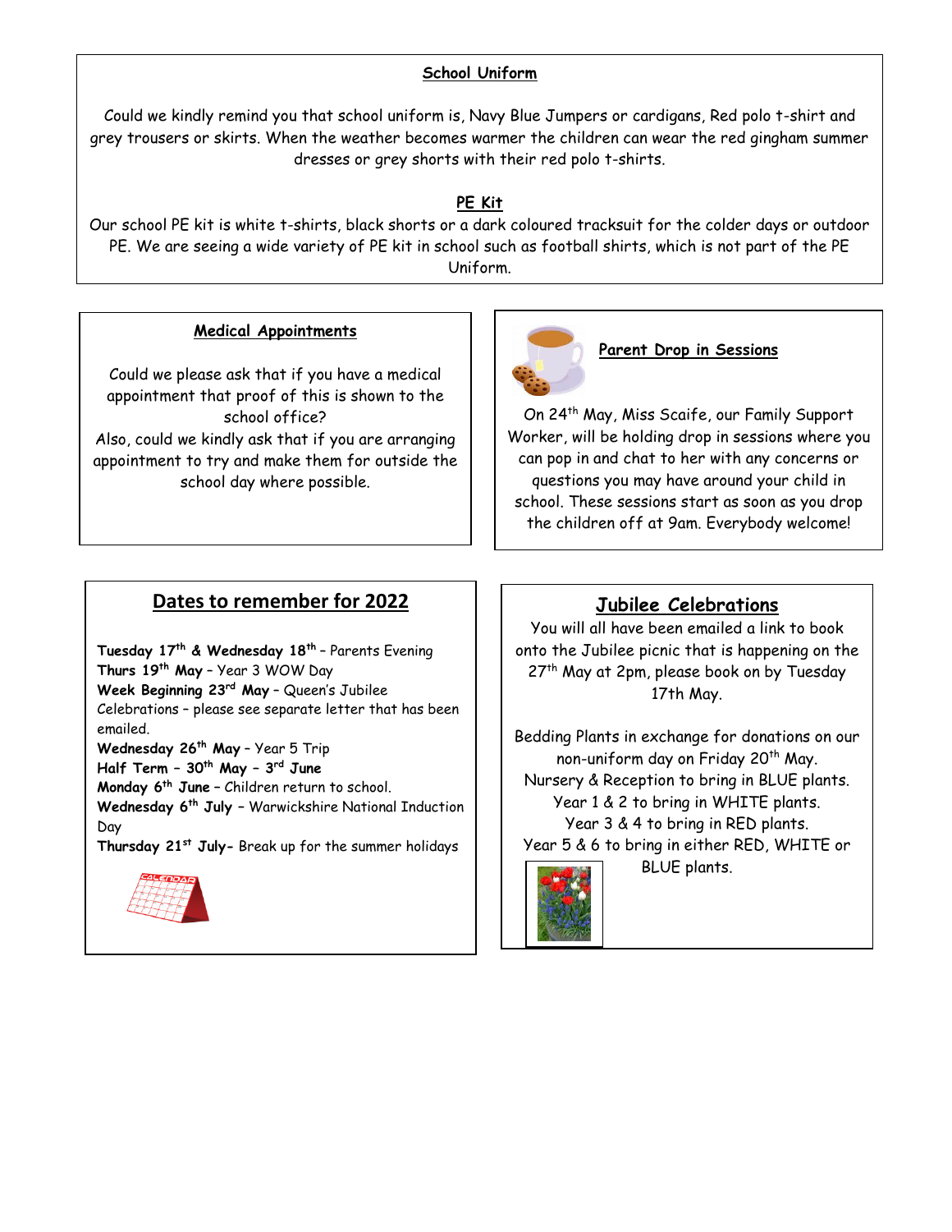## School Uniform

Could we kindly remind you that school uniform is, Navy Blue Jumpers or cardigans, Red polo t-shirt and grey trousers or skirts. When the weather becomes warmer the children can wear the red gingham summer dresses or grey shorts with their red polo t-shirts.

## PE Kit

Our school PE kit is white t-shirts, black shorts or a dark coloured tracksuit for the colder days or outdoor PE. We are seeing a wide variety of PE kit in school such as football shirts, which is not part of the PE Uniform.

## Medical Appointments

Could we please ask that if you have a medical appointment that proof of this is shown to the school office?
Also, could we kindly ask that if you are arranging appointment to try and make them for outside the school day where possible.

## Parent Drop in Sessions

On 24th May, Miss Scaife, our Family Support Worker, will be holding drop in sessions where you can pop in and chat to her with any concerns or questions you may have around your child in school. These sessions start as soon as you drop the children off at 9am. Everybody welcome!

## Dates to remember for 2022

**Tuesday 17th & Wednesday 18th** – Parents Evening
**Thurs 19th May** – Year 3 WOW Day
**Week Beginning 23rd May** – Queen's Jubilee Celebrations – please see separate letter that has been emailed.
**Wednesday 26th May** – Year 5 Trip
**Half Term – 30th May – 3rd June**
**Monday 6th June** – Children return to school.
**Wednesday 6th July** – Warwickshire National Induction Day
**Thursday 21st July-** Break up for the summer holidays

## Jubilee Celebrations

You will all have been emailed a link to book onto the Jubilee picnic that is happening on the 27th May at 2pm, please book on by Tuesday 17th May.

Bedding Plants in exchange for donations on our non-uniform day on Friday 20th May.
Nursery & Reception to bring in BLUE plants.
Year 1 & 2 to bring in WHITE plants.
Year 3 & 4 to bring in RED plants.
Year 5 & 6 to bring in either RED, WHITE or BLUE plants.